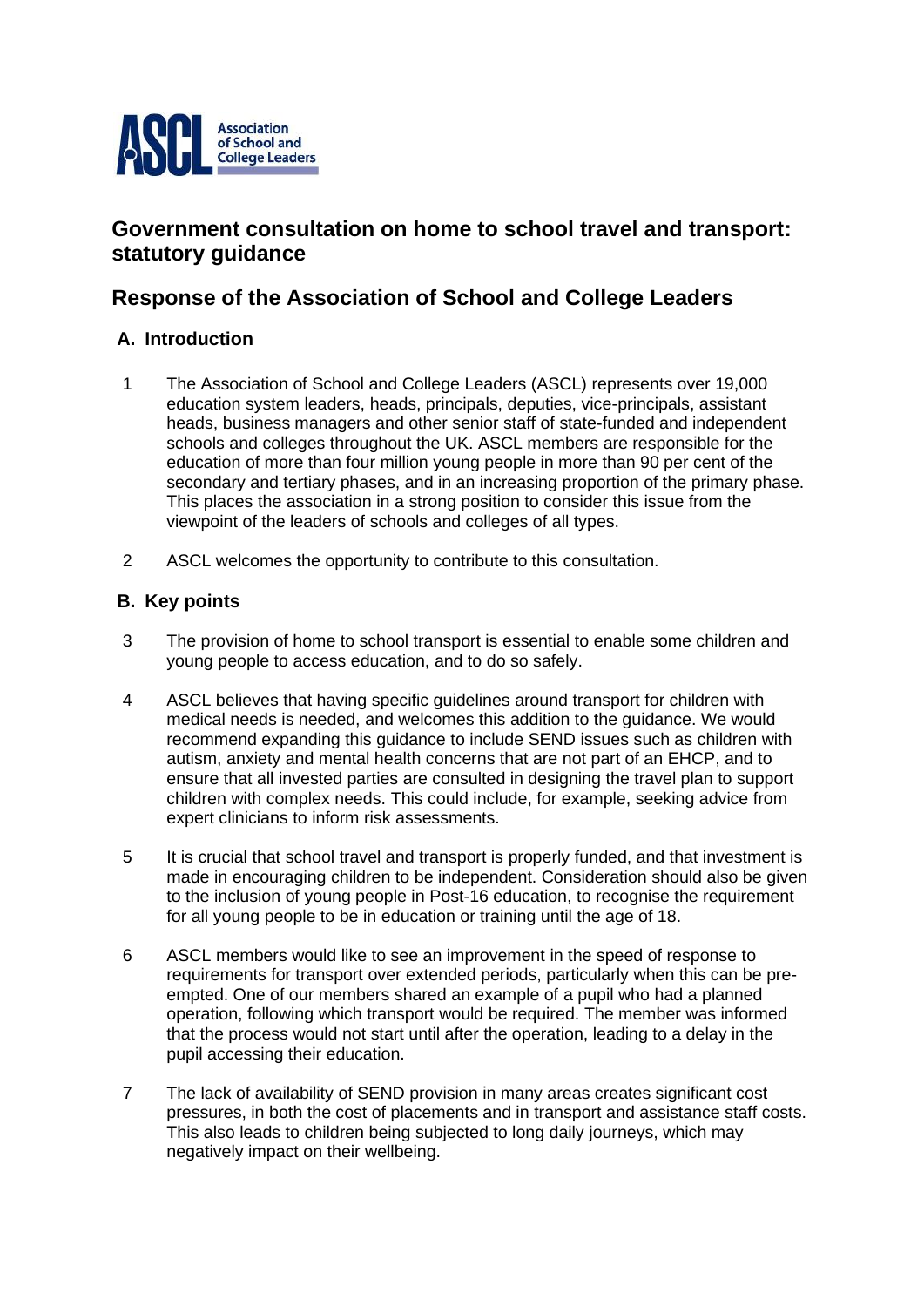ASCL Association of School and College Leaders

# Government consultation on home to school travel and transport: statutory guidance

# Response of the Association of School and College Leaders

## A. Introduction

1 The Association of School and College Leaders (ASCL) represents over 19,000 education system leaders, heads, principals, deputies, vice-principals, assistant heads, business managers and other senior staff of state-funded and independent schools and colleges throughout the UK. ASCL members are responsible for the education of more than four million young people in more than 90 per cent of the secondary and tertiary phases, and in an increasing proportion of the primary phase. This places the association in a strong position to consider this issue from the viewpoint of the leaders of schools and colleges of all types.

2 ASCL welcomes the opportunity to contribute to this consultation.

## B. Key points

3 The provision of home to school transport is essential to enable some children and young people to access education, and to do so safely.

4 ASCL believes that having specific guidelines around transport for children with medical needs is needed, and welcomes this addition to the guidance. We would recommend expanding this guidance to include SEND issues such as children with autism, anxiety and mental health concerns that are not part of an EHCP, and to ensure that all invested parties are consulted in designing the travel plan to support children with complex needs. This could include, for example, seeking advice from expert clinicians to inform risk assessments.

5 It is crucial that school travel and transport is properly funded, and that investment is made in encouraging children to be independent. Consideration should also be given to the inclusion of young people in Post-16 education, to recognise the requirement for all young people to be in education or training until the age of 18.

6 ASCL members would like to see an improvement in the speed of response to requirements for transport over extended periods, particularly when this can be pre-empted. One of our members shared an example of a pupil who had a planned operation, following which transport would be required. The member was informed that the process would not start until after the operation, leading to a delay in the pupil accessing their education.

7 The lack of availability of SEND provision in many areas creates significant cost pressures, in both the cost of placements and in transport and assistance staff costs. This also leads to children being subjected to long daily journeys, which may negatively impact on their wellbeing.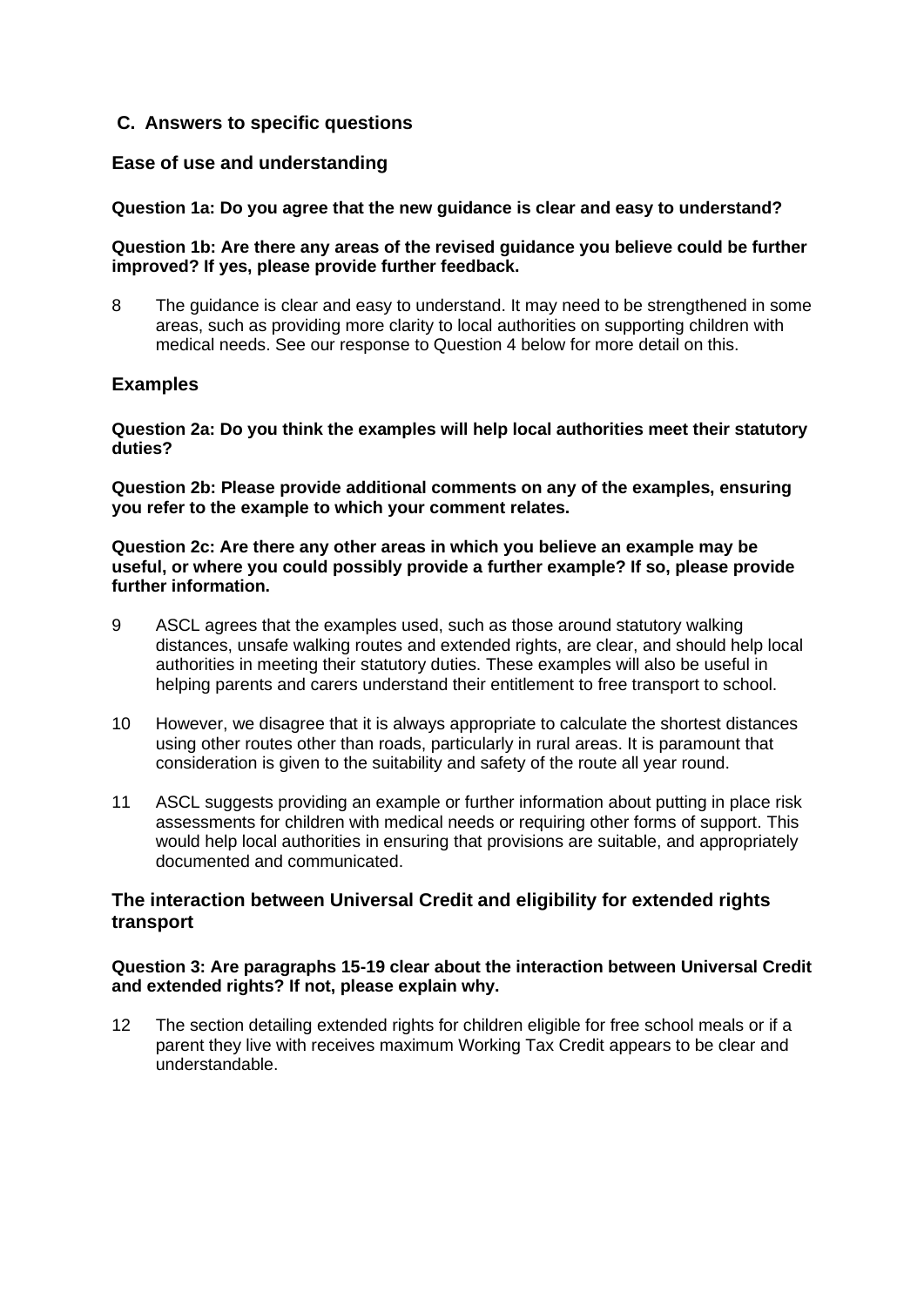## C. Answers to specific questions

### Ease of use and understanding

**Question 1a: Do you agree that the new guidance is clear and easy to understand?**

**Question 1b: Are there any areas of the revised guidance you believe could be further improved? If yes, please provide further feedback.**

8 The guidance is clear and easy to understand. It may need to be strengthened in some areas, such as providing more clarity to local authorities on supporting children with medical needs. See our response to Question 4 below for more detail on this.

### Examples

**Question 2a: Do you think the examples will help local authorities meet their statutory duties?**

**Question 2b: Please provide additional comments on any of the examples, ensuring you refer to the example to which your comment relates.**

**Question 2c: Are there any other areas in which you believe an example may be useful, or where you could possibly provide a further example? If so, please provide further information.**

9 ASCL agrees that the examples used, such as those around statutory walking distances, unsafe walking routes and extended rights, are clear, and should help local authorities in meeting their statutory duties. These examples will also be useful in helping parents and carers understand their entitlement to free transport to school.

10 However, we disagree that it is always appropriate to calculate the shortest distances using other routes other than roads, particularly in rural areas. It is paramount that consideration is given to the suitability and safety of the route all year round.

11 ASCL suggests providing an example or further information about putting in place risk assessments for children with medical needs or requiring other forms of support. This would help local authorities in ensuring that provisions are suitable, and appropriately documented and communicated.

### The interaction between Universal Credit and eligibility for extended rights transport

**Question 3: Are paragraphs 15-19 clear about the interaction between Universal Credit and extended rights? If not, please explain why.**

12 The section detailing extended rights for children eligible for free school meals or if a parent they live with receives maximum Working Tax Credit appears to be clear and understandable.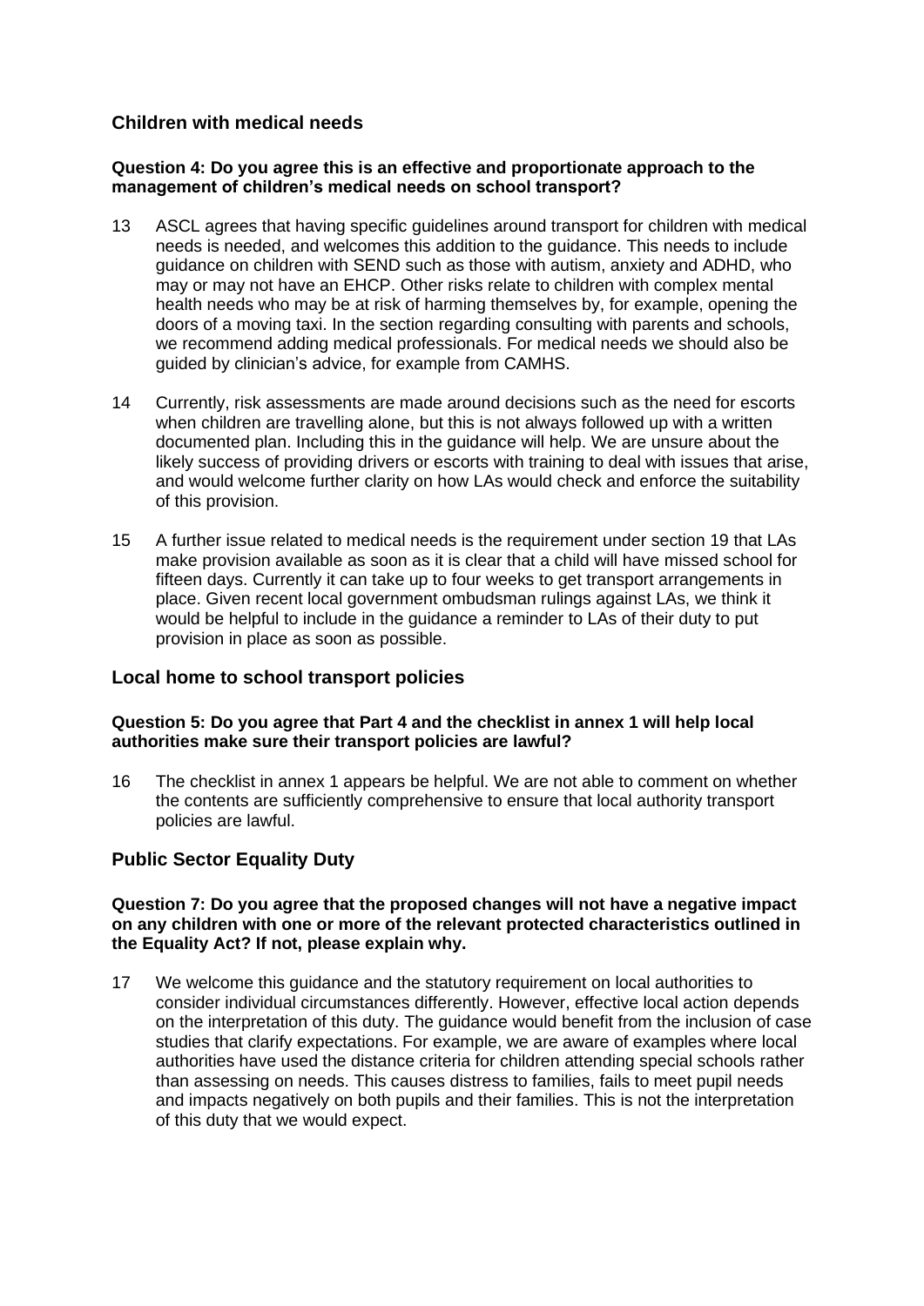## Children with medical needs

**Question 4: Do you agree this is an effective and proportionate approach to the management of children's medical needs on school transport?**

13 ASCL agrees that having specific guidelines around transport for children with medical needs is needed, and welcomes this addition to the guidance. This needs to include guidance on children with SEND such as those with autism, anxiety and ADHD, who may or may not have an EHCP. Other risks relate to children with complex mental health needs who may be at risk of harming themselves by, for example, opening the doors of a moving taxi. In the section regarding consulting with parents and schools, we recommend adding medical professionals. For medical needs we should also be guided by clinician's advice, for example from CAMHS.

14 Currently, risk assessments are made around decisions such as the need for escorts when children are travelling alone, but this is not always followed up with a written documented plan. Including this in the guidance will help. We are unsure about the likely success of providing drivers or escorts with training to deal with issues that arise, and would welcome further clarity on how LAs would check and enforce the suitability of this provision.

15 A further issue related to medical needs is the requirement under section 19 that LAs make provision available as soon as it is clear that a child will have missed school for fifteen days. Currently it can take up to four weeks to get transport arrangements in place. Given recent local government ombudsman rulings against LAs, we think it would be helpful to include in the guidance a reminder to LAs of their duty to put provision in place as soon as possible.

## Local home to school transport policies

**Question 5: Do you agree that Part 4 and the checklist in annex 1 will help local authorities make sure their transport policies are lawful?**

16 The checklist in annex 1 appears be helpful. We are not able to comment on whether the contents are sufficiently comprehensive to ensure that local authority transport policies are lawful.

## Public Sector Equality Duty

**Question 7: Do you agree that the proposed changes will not have a negative impact on any children with one or more of the relevant protected characteristics outlined in the Equality Act? If not, please explain why.**

17 We welcome this guidance and the statutory requirement on local authorities to consider individual circumstances differently. However, effective local action depends on the interpretation of this duty. The guidance would benefit from the inclusion of case studies that clarify expectations. For example, we are aware of examples where local authorities have used the distance criteria for children attending special schools rather than assessing on needs. This causes distress to families, fails to meet pupil needs and impacts negatively on both pupils and their families. This is not the interpretation of this duty that we would expect.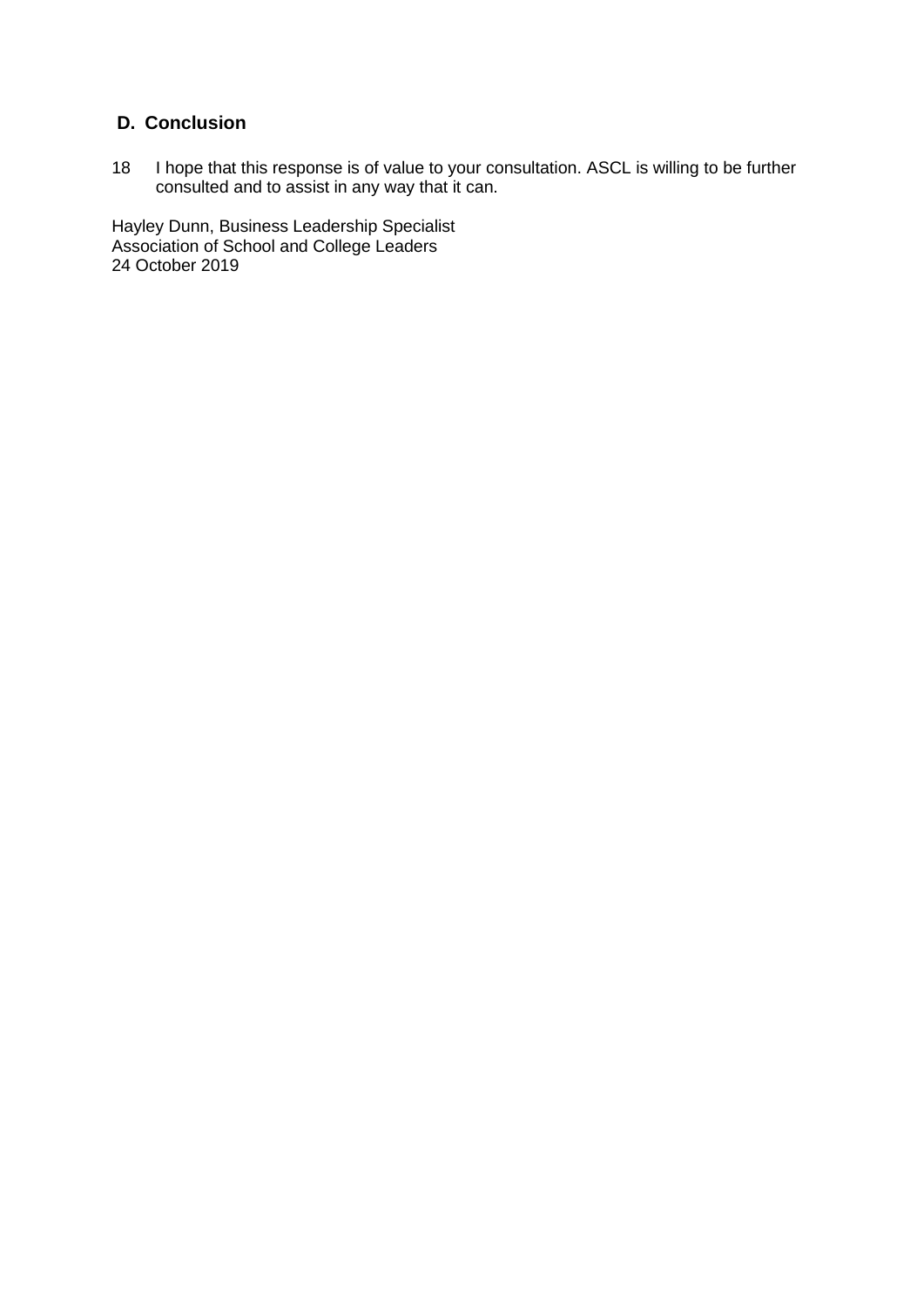## D. Conclusion

18 I hope that this response is of value to your consultation. ASCL is willing to be further consulted and to assist in any way that it can.

Hayley Dunn, Business Leadership Specialist
Association of School and College Leaders
24 October 2019